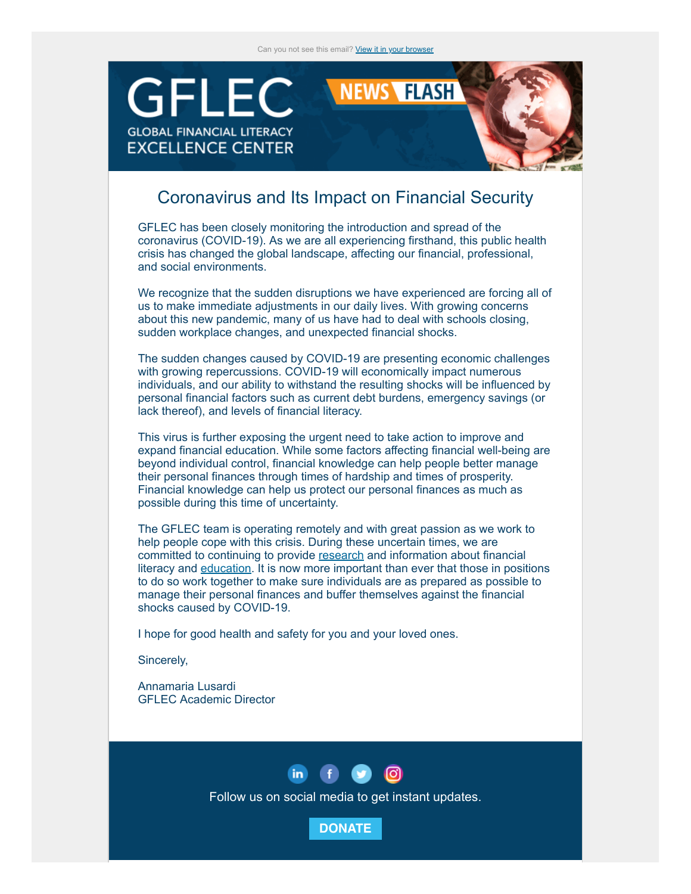Can you not see this email? View it in your browser

GFLEC
GLOBAL FINANCIAL LITERACY
EXCELLENCE CENTER

NEWS FLASH

# Coronavirus and Its Impact on Financial Security

GFLEC has been closely monitoring the introduction and spread of the coronavirus (COVID-19). As we are all experiencing firsthand, this public health crisis has changed the global landscape, affecting our financial, professional, and social environments.

We recognize that the sudden disruptions we have experienced are forcing all of us to make immediate adjustments in our daily lives. With growing concerns about this new pandemic, many of us have had to deal with schools closing, sudden workplace changes, and unexpected financial shocks.

The sudden changes caused by COVID-19 are presenting economic challenges with growing repercussions. COVID-19 will economically impact numerous individuals, and our ability to withstand the resulting shocks will be influenced by personal financial factors such as current debt burdens, emergency savings (or lack thereof), and levels of financial literacy.

This virus is further exposing the urgent need to take action to improve and expand financial education. While some factors affecting financial well-being are beyond individual control, financial knowledge can help people better manage their personal finances through times of hardship and times of prosperity. Financial knowledge can help us protect our personal finances as much as possible during this time of uncertainty.

The GFLEC team is operating remotely and with great passion as we work to help people cope with this crisis. During these uncertain times, we are committed to continuing to provide research and information about financial literacy and education. It is now more important than ever that those in positions to do so work together to make sure individuals are as prepared as possible to manage their personal finances and buffer themselves against the financial shocks caused by COVID-19.

I hope for good health and safety for you and your loved ones.

Sincerely,

Annamaria Lusardi
GFLEC Academic Director

Follow us on social media to get instant updates.

DONATE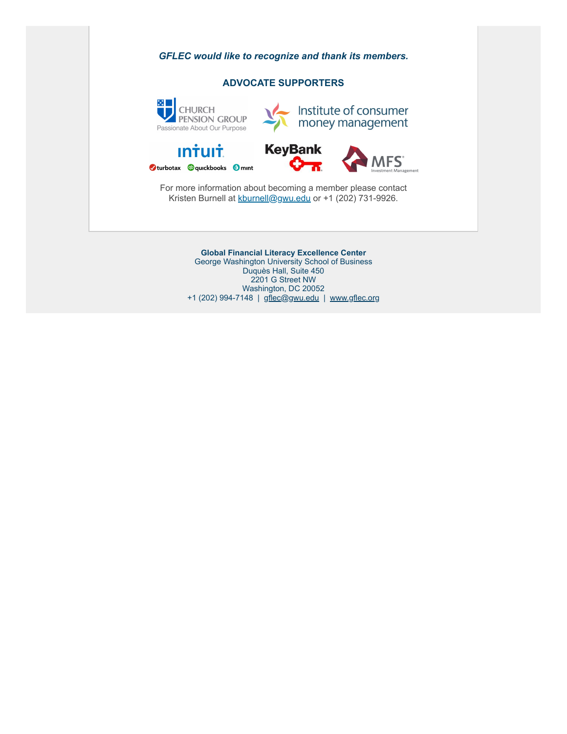*GFLEC would like to recognize and thank its members.*

**ADVOCATE SUPPORTERS**

For more information about becoming a member please contact Kristen Burnell at kburnell@gwu.edu or +1 (202) 731-9926.

**Global Financial Literacy Excellence Center**
George Washington University School of Business
Duquès Hall, Suite 450
2201 G Street NW
Washington, DC 20052
+1 (202) 994-7148 | gflec@gwu.edu | www.gflec.org